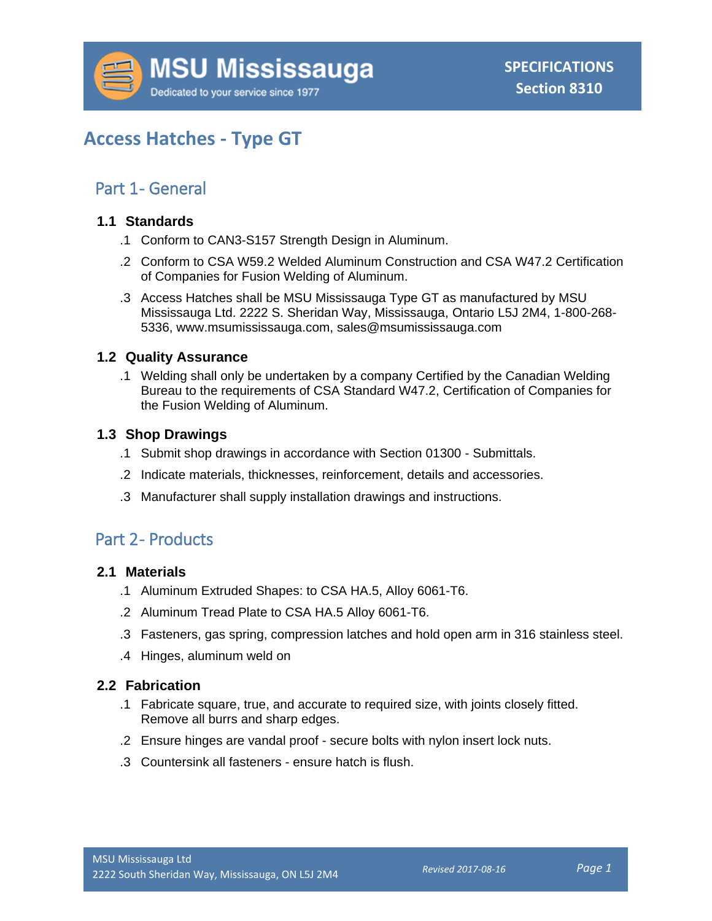MSU Mississauga
Dedicated to your service since 1977

**SPECIFICATIONS**
**Section 8310**

# Access Hatches - Type GT

## Part 1- General

### 1.1 Standards

.1 Conform to CAN3-S157 Strength Design in Aluminum.

.2 Conform to CSA W59.2 Welded Aluminum Construction and CSA W47.2 Certification of Companies for Fusion Welding of Aluminum.

.3 Access Hatches shall be MSU Mississauga Type GT as manufactured by MSU Mississauga Ltd. 2222 S. Sheridan Way, Mississauga, Ontario L5J 2M4, 1-800-268-5336, www.msumississauga.com, sales@msumississauga.com

### 1.2 Quality Assurance

.1 Welding shall only be undertaken by a company Certified by the Canadian Welding Bureau to the requirements of CSA Standard W47.2, Certification of Companies for the Fusion Welding of Aluminum.

### 1.3 Shop Drawings

.1 Submit shop drawings in accordance with Section 01300 - Submittals.

.2 Indicate materials, thicknesses, reinforcement, details and accessories.

.3 Manufacturer shall supply installation drawings and instructions.

## Part 2- Products

### 2.1 Materials

.1 Aluminum Extruded Shapes: to CSA HA.5, Alloy 6061-T6.

.2 Aluminum Tread Plate to CSA HA.5 Alloy 6061-T6.

.3 Fasteners, gas spring, compression latches and hold open arm in 316 stainless steel.

.4 Hinges, aluminum weld on

### 2.2 Fabrication

.1 Fabricate square, true, and accurate to required size, with joints closely fitted. Remove all burrs and sharp edges.

.2 Ensure hinges are vandal proof - secure bolts with nylon insert lock nuts.

.3 Countersink all fasteners - ensure hatch is flush.

MSU Mississauga Ltd
2222 South Sheridan Way, Mississauga, ON L5J 2M4

*Revised 2017-08-16*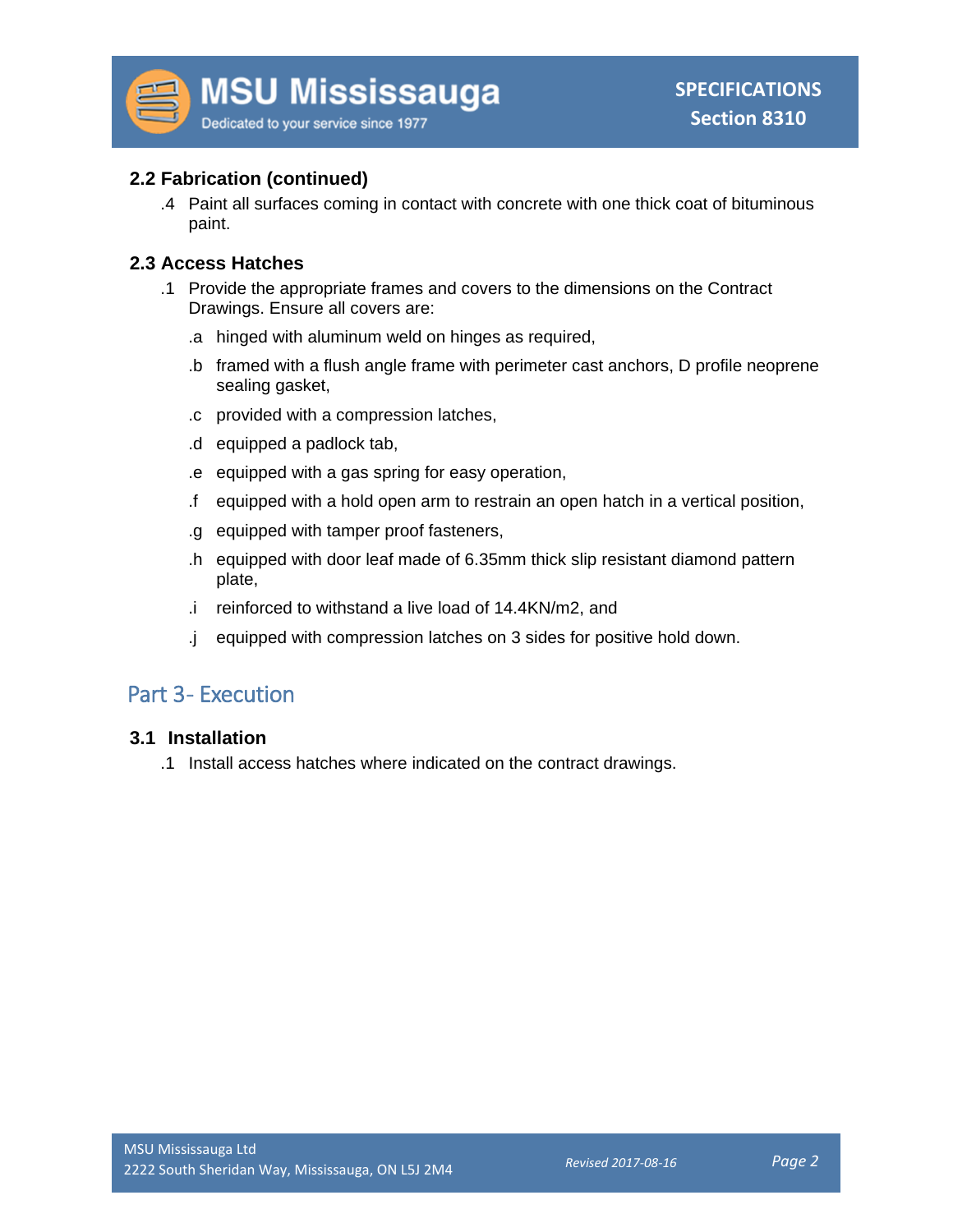### 2.2 Fabrication (continued)

.4 Paint all surfaces coming in contact with concrete with one thick coat of bituminous paint.

### 2.3 Access Hatches

.1 Provide the appropriate frames and covers to the dimensions on the Contract Drawings. Ensure all covers are:

.a hinged with aluminum weld on hinges as required,

.b framed with a flush angle frame with perimeter cast anchors, D profile neoprene sealing gasket,

.c provided with a compression latches,

.d equipped a padlock tab,

.e equipped with a gas spring for easy operation,

.f equipped with a hold open arm to restrain an open hatch in a vertical position,

.g equipped with tamper proof fasteners,

.h equipped with door leaf made of 6.35mm thick slip resistant diamond pattern plate,

.i reinforced to withstand a live load of 14.4KN/m2, and

.j equipped with compression latches on 3 sides for positive hold down.

## Part 3- Execution

### 3.1 Installation

.1 Install access hatches where indicated on the contract drawings.